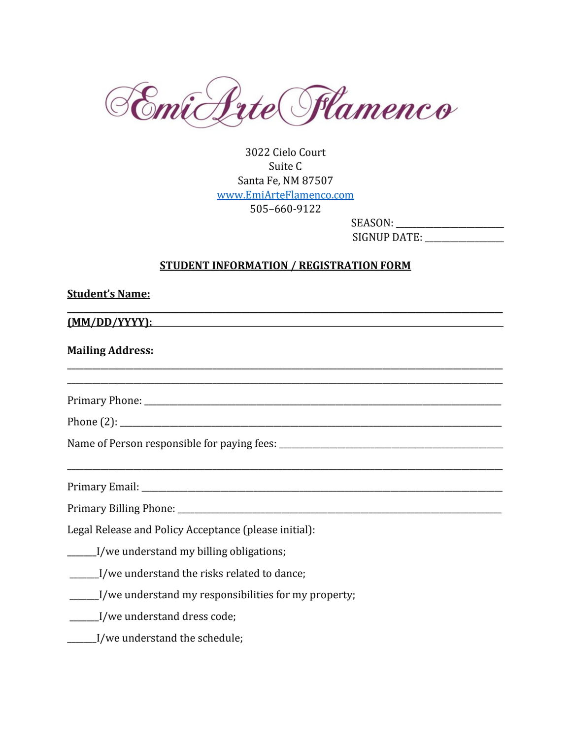# EmiArte Flamenco

3022 Cielo Court
Suite C
Santa Fe, NM 87507
www.EmiArteFlamenco.com
505–660-9122

SEASON: ______________________
SIGNUP DATE: ________________

## STUDENT INFORMATION / REGISTRATION FORM

**Student's Name:**
_____________________________________________________________________________

**(MM/DD/YYYY):** ______________________________________________________________

**Mailing Address:**
_____________________________________________________________________________
_____________________________________________________________________________

Primary Phone: ________________________________________________________________

Phone (2): ____________________________________________________________________

Name of Person responsible for paying fees: ________________________________________
_____________________________________________________________________________

Primary Email: ________________________________________________________________

Primary Billing Phone: __________________________________________________________

Legal Release and Policy Acceptance (please initial):

______I/we understand my billing obligations;

______I/we understand the risks related to dance;

______I/we understand my responsibilities for my property;

______I/we understand dress code;

______I/we understand the schedule;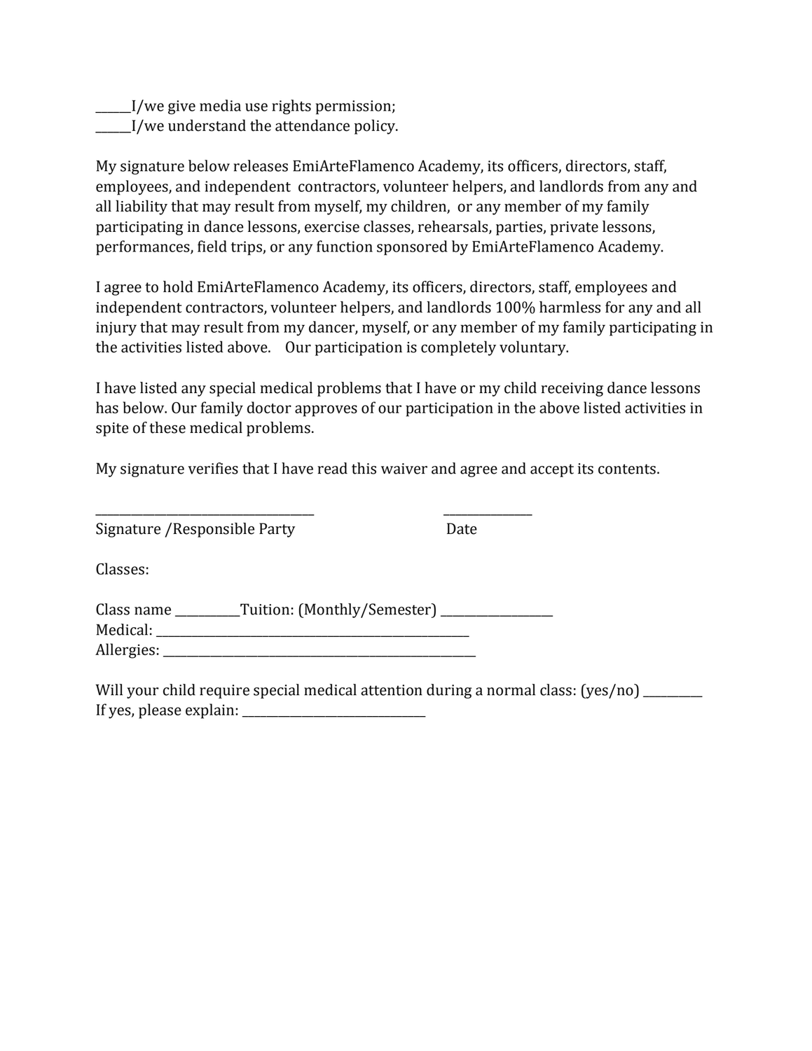______I/we give media use rights permission;
______I/we understand the attendance policy.

My signature below releases EmiArteFlamenco Academy, its officers, directors, staff, employees, and independent contractors, volunteer helpers, and landlords from any and all liability that may result from myself, my children, or any member of my family participating in dance lessons, exercise classes, rehearsals, parties, private lessons, performances, field trips, or any function sponsored by EmiArteFlamenco Academy.

I agree to hold EmiArteFlamenco Academy, its officers, directors, staff, employees and independent contractors, volunteer helpers, and landlords 100% harmless for any and all injury that may result from my dancer, myself, or any member of my family participating in the activities listed above. Our participation is completely voluntary.

I have listed any special medical problems that I have or my child receiving dance lessons has below. Our family doctor approves of our participation in the above listed activities in spite of these medical problems.

My signature verifies that I have read this waiver and agree and accept its contents.

___________________________________ ______________
Signature /Responsible Party Date

Classes:

Class name ___________Tuition: (Monthly/Semester) __________________
Medical: ____________________________________________________
Allergies: ___________________________________________________

Will your child require special medical attention during a normal class: (yes/no) __________
If yes, please explain: ______________________________